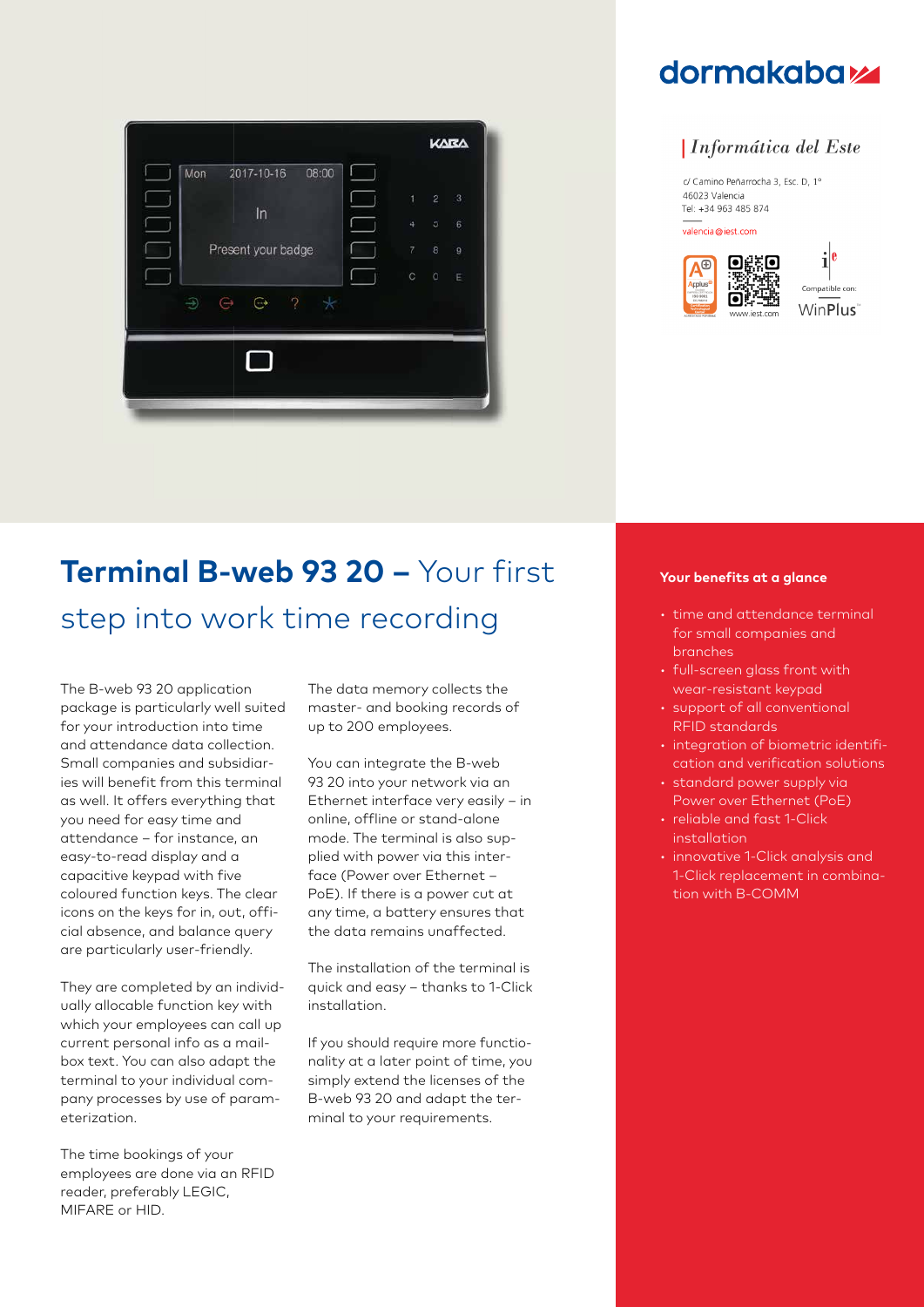dormakaba

*Informática del Este*

c/ Camino Peñarrocha 3, Esc. D, 1º
46023 Valencia
Tel: +34 963 485 874

valencia@iest.com

www.iest.com

Compatible con: WinPlus

# **Terminal B-web 93 20 –** Your first step into work time recording

The B-web 93 20 application package is particularly well suited for your introduction into time and attendance data collection. Small companies and subsidiaries will benefit from this terminal as well. It offers everything that you need for easy time and attendance – for instance, an easy-to-read display and a capacitive keypad with five coloured function keys. The clear icons on the keys for in, out, official absence, and balance query are particularly user-friendly.

They are completed by an individually allocable function key with which your employees can call up current personal info as a mailbox text. You can also adapt the terminal to your individual company processes by use of parameterization.

The time bookings of your employees are done via an RFID reader, preferably LEGIC, MIFARE or HID.

The data memory collects the master- and booking records of up to 200 employees.

You can integrate the B-web 93 20 into your network via an Ethernet interface very easily – in online, offline or stand-alone mode. The terminal is also supplied with power via this interface (Power over Ethernet – PoE). If there is a power cut at any time, a battery ensures that the data remains unaffected.

The installation of the terminal is quick and easy – thanks to 1-Click installation.

If you should require more functionality at a later point of time, you simply extend the licenses of the B-web 93 20 and adapt the terminal to your requirements.

**Your benefits at a glance**

- time and attendance terminal for small companies and branches
- full-screen glass front with wear-resistant keypad
- support of all conventional RFID standards
- integration of biometric identification and verification solutions
- standard power supply via Power over Ethernet (PoE)
- reliable and fast 1-Click installation
- innovative 1-Click analysis and 1-Click replacement in combination with B-COMM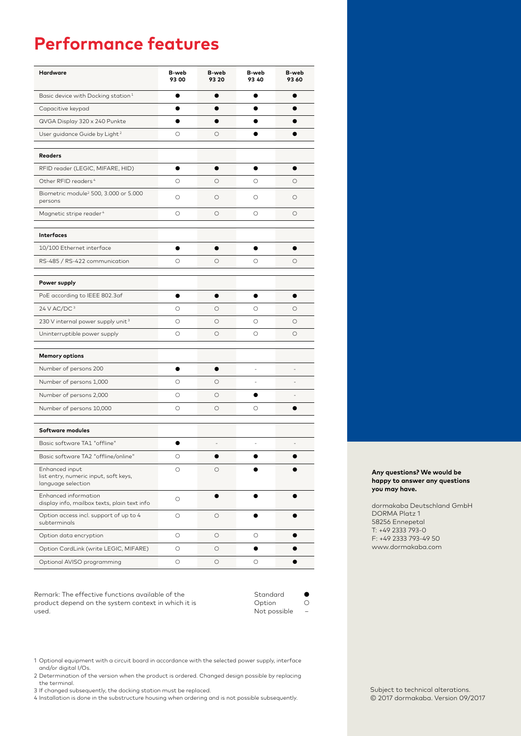# Performance features

| Hardware | B-web 93 00 | B-web 93 20 | B-web 93 40 | B-web 93 60 |
|---|---|---|---|---|
| Basic device with Docking station[1] | ● | ● | ● | ● |
| Capacitive keypad | ● | ● | ● | ● |
| QVGA Display 320 x 240 Punkte | ● | ● | ● | ● |
| User guidance Guide by Light[2] | ○ | ○ | ● | ● |
| **Readers** | | | | |
| RFID reader (LEGIC, MIFARE, HID) | ● | ● | ● | ● |
| Other RFID readers[4] | ○ | ○ | ○ | ○ |
| Biometric module[2] 500, 3.000 or 5.000 persons | ○ | ○ | ○ | ○ |
| Magnetic stripe reader[4] | ○ | ○ | ○ | ○ |
| **Interfaces** | | | | |
| 10/100 Ethernet interface | ● | ● | ● | ● |
| RS-485 / RS-422 communication | ○ | ○ | ○ | ○ |
| **Power supply** | | | | |
| PoE according to IEEE 802.3af | ● | ● | ● | ● |
| 24 V AC/DC[3] | ○ | ○ | ○ | ○ |
| 230 V internal power supply unit[3] | ○ | ○ | ○ | ○ |
| Uninterruptible power supply | ○ | ○ | ○ | ○ |
| **Memory options** | | | | |
| Number of persons 200 | ● | ● | – | – |
| Number of persons 1,000 | ○ | ○ | – | – |
| Number of persons 2,000 | ○ | ○ | ● | – |
| Number of persons 10,000 | ○ | ○ | ○ | ● |
| **Software modules** | | | | |
| Basic software TA1 "offline" | ● | – | – | – |
| Basic software TA2 "offline/online" | ○ | ● | ● | ● |
| Enhanced input list entry, numeric input, soft keys, language selection | ○ | ○ | ● | ● |
| Enhanced information display info, mailbox texts, plain text info | ○ | ● | ● | ● |
| Option access incl. support of up to 4 subterminals | ○ | ○ | ● | ● |
| Option data encryption | ○ | ○ | ○ | ● |
| Option CardLink (write LEGIC, MIFARE) | ○ | ○ | ● | ● |
| Optional AVISO programming | ○ | ○ | ○ | ● |

Remark: The effective functions available of the product depend on the system context in which it is used.

Standard ●
Option ○
Not possible –

1 Optional equipment with a circuit board in accordance with the selected power supply, interface and/or digital I/Os.
2 Determination of the version when the product is ordered. Changed design possible by replacing the terminal.
3 If changed subsequently, the docking station must be replaced.
4 Installation is done in the substructure housing when ordering and is not possible subsequently.

**Any questions? We would be happy to answer any questions you may have.**

dormakaba Deutschland GmbH
DORMA Platz 1
58256 Ennepetal
T: +49 2333 793-0
F: +49 2333 793-49 50
www.dormakaba.com

Subject to technical alterations.
© 2017 dormakaba. Version 09/2017